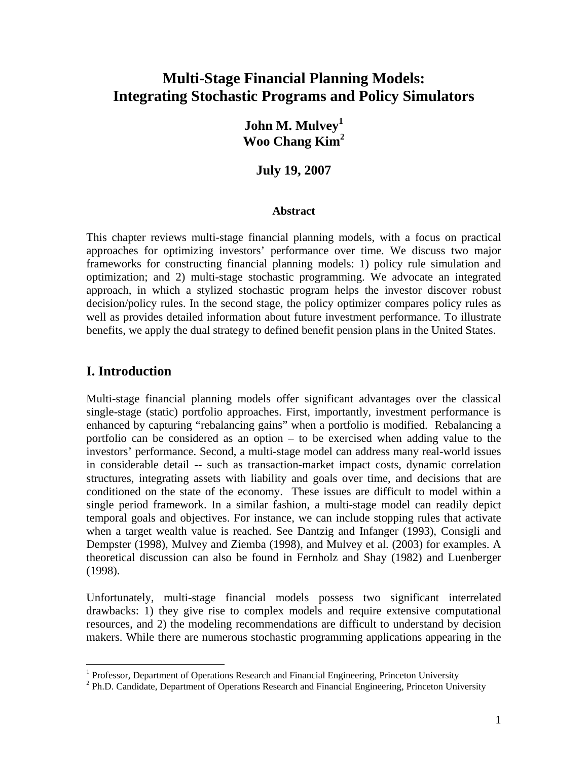# Multi-Stage Financial Planning Models: Integrating Stochastic Programs and Policy Simulators

**John M. Mulvey[1]**
**Woo Chang Kim[2]**

**July 19, 2007**

**Abstract**

This chapter reviews multi-stage financial planning models, with a focus on practical approaches for optimizing investors' performance over time. We discuss two major frameworks for constructing financial planning models: 1) policy rule simulation and optimization; and 2) multi-stage stochastic programming. We advocate an integrated approach, in which a stylized stochastic program helps the investor discover robust decision/policy rules. In the second stage, the policy optimizer compares policy rules as well as provides detailed information about future investment performance. To illustrate benefits, we apply the dual strategy to defined benefit pension plans in the United States.

## I. Introduction

Multi-stage financial planning models offer significant advantages over the classical single-stage (static) portfolio approaches. First, importantly, investment performance is enhanced by capturing "rebalancing gains" when a portfolio is modified. Rebalancing a portfolio can be considered as an option – to be exercised when adding value to the investors' performance. Second, a multi-stage model can address many real-world issues in considerable detail -- such as transaction-market impact costs, dynamic correlation structures, integrating assets with liability and goals over time, and decisions that are conditioned on the state of the economy. These issues are difficult to model within a single period framework. In a similar fashion, a multi-stage model can readily depict temporal goals and objectives. For instance, we can include stopping rules that activate when a target wealth value is reached. See Dantzig and Infanger (1993), Consigli and Dempster (1998), Mulvey and Ziemba (1998), and Mulvey et al. (2003) for examples. A theoretical discussion can also be found in Fernholz and Shay (1982) and Luenberger (1998).

Unfortunately, multi-stage financial models possess two significant interrelated drawbacks: 1) they give rise to complex models and require extensive computational resources, and 2) the modeling recommendations are difficult to understand by decision makers. While there are numerous stochastic programming applications appearing in the

[1] Professor, Department of Operations Research and Financial Engineering, Princeton University
[2] Ph.D. Candidate, Department of Operations Research and Financial Engineering, Princeton University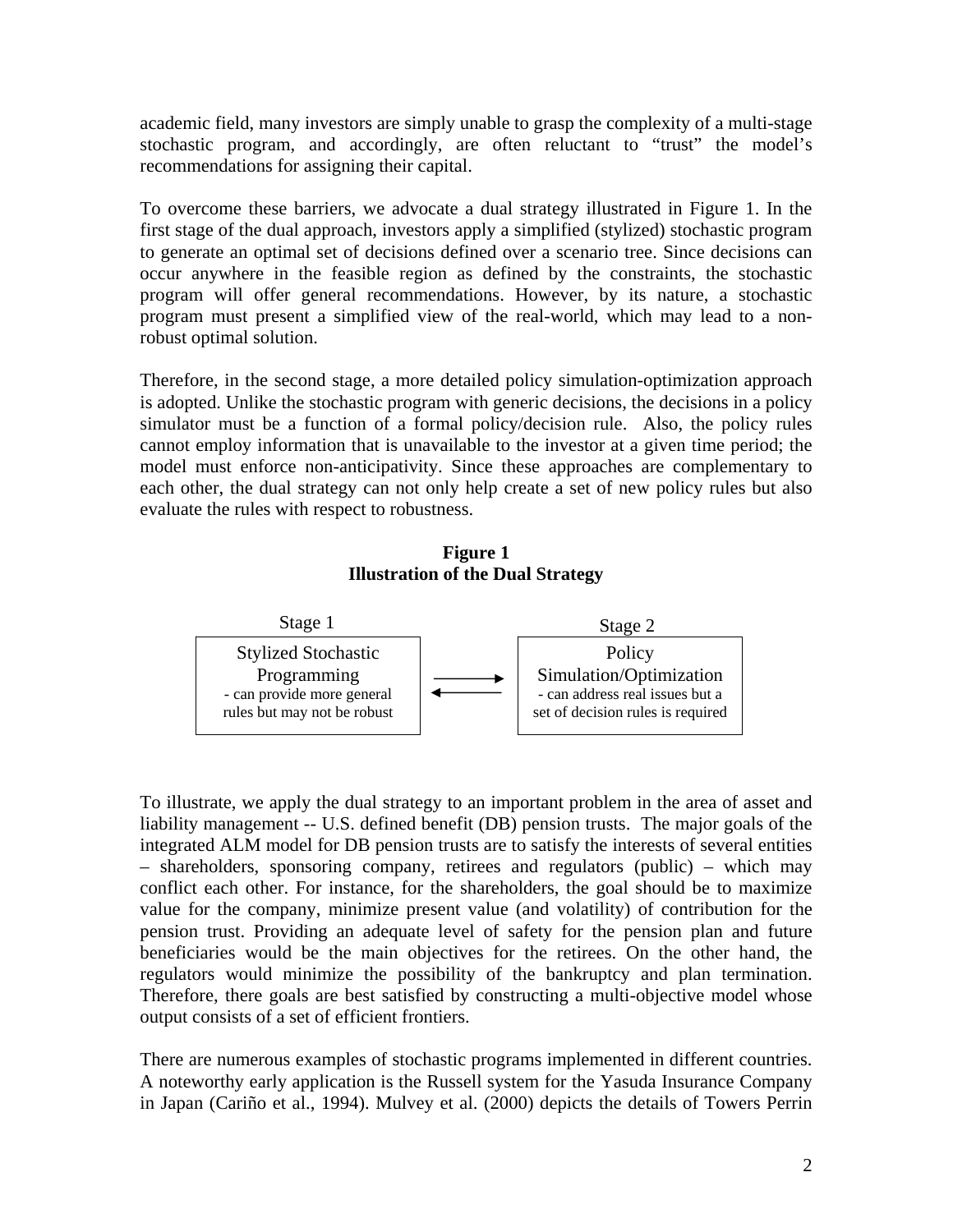academic field, many investors are simply unable to grasp the complexity of a multi-stage stochastic program, and accordingly, are often reluctant to "trust" the model's recommendations for assigning their capital.

To overcome these barriers, we advocate a dual strategy illustrated in Figure 1. In the first stage of the dual approach, investors apply a simplified (stylized) stochastic program to generate an optimal set of decisions defined over a scenario tree. Since decisions can occur anywhere in the feasible region as defined by the constraints, the stochastic program will offer general recommendations. However, by its nature, a stochastic program must present a simplified view of the real-world, which may lead to a non-robust optimal solution.

Therefore, in the second stage, a more detailed policy simulation-optimization approach is adopted. Unlike the stochastic program with generic decisions, the decisions in a policy simulator must be a function of a formal policy/decision rule. Also, the policy rules cannot employ information that is unavailable to the investor at a given time period; the model must enforce non-anticipativity. Since these approaches are complementary to each other, the dual strategy can not only help create a set of new policy rules but also evaluate the rules with respect to robustness.

**Figure 1**
**Illustration of the Dual Strategy**

| Stage 1 | | Stage 2 |
|---|---|---|
| Stylized Stochastic Programming<br>- can provide more general rules but may not be robust | ⇄ | Policy Simulation/Optimization<br>- can address real issues but a set of decision rules is required |

To illustrate, we apply the dual strategy to an important problem in the area of asset and liability management -- U.S. defined benefit (DB) pension trusts. The major goals of the integrated ALM model for DB pension trusts are to satisfy the interests of several entities – shareholders, sponsoring company, retirees and regulators (public) – which may conflict each other. For instance, for the shareholders, the goal should be to maximize value for the company, minimize present value (and volatility) of contribution for the pension trust. Providing an adequate level of safety for the pension plan and future beneficiaries would be the main objectives for the retirees. On the other hand, the regulators would minimize the possibility of the bankruptcy and plan termination. Therefore, there goals are best satisfied by constructing a multi-objective model whose output consists of a set of efficient frontiers.

There are numerous examples of stochastic programs implemented in different countries. A noteworthy early application is the Russell system for the Yasuda Insurance Company in Japan (Cariño et al., 1994). Mulvey et al. (2000) depicts the details of Towers Perrin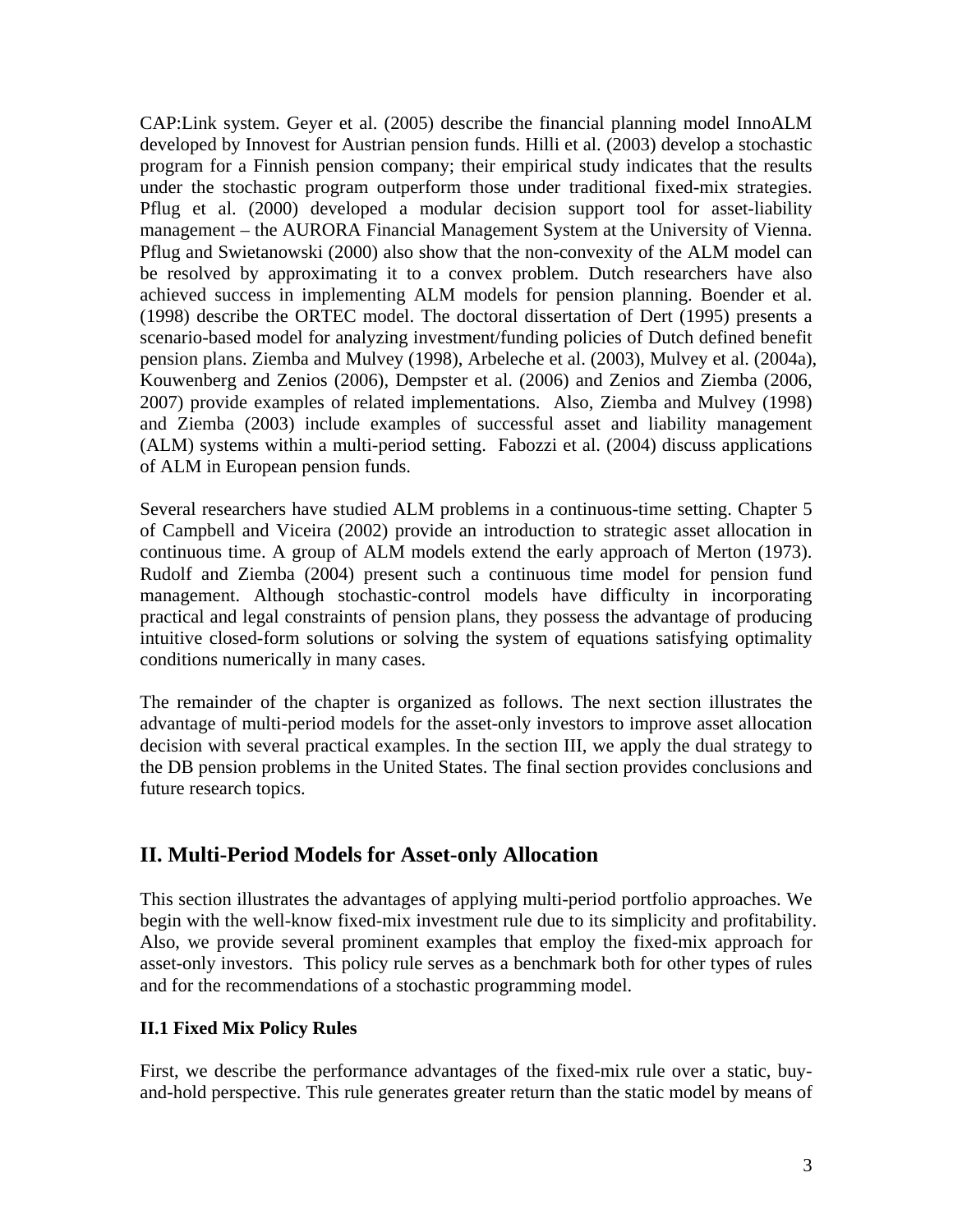CAP:Link system. Geyer et al. (2005) describe the financial planning model InnoALM developed by Innovest for Austrian pension funds. Hilli et al. (2003) develop a stochastic program for a Finnish pension company; their empirical study indicates that the results under the stochastic program outperform those under traditional fixed-mix strategies. Pflug et al. (2000) developed a modular decision support tool for asset-liability management – the AURORA Financial Management System at the University of Vienna. Pflug and Swietanowski (2000) also show that the non-convexity of the ALM model can be resolved by approximating it to a convex problem. Dutch researchers have also achieved success in implementing ALM models for pension planning. Boender et al. (1998) describe the ORTEC model. The doctoral dissertation of Dert (1995) presents a scenario-based model for analyzing investment/funding policies of Dutch defined benefit pension plans. Ziemba and Mulvey (1998), Arbeleche et al. (2003), Mulvey et al. (2004a), Kouwenberg and Zenios (2006), Dempster et al. (2006) and Zenios and Ziemba (2006, 2007) provide examples of related implementations. Also, Ziemba and Mulvey (1998) and Ziemba (2003) include examples of successful asset and liability management (ALM) systems within a multi-period setting. Fabozzi et al. (2004) discuss applications of ALM in European pension funds.

Several researchers have studied ALM problems in a continuous-time setting. Chapter 5 of Campbell and Viceira (2002) provide an introduction to strategic asset allocation in continuous time. A group of ALM models extend the early approach of Merton (1973). Rudolf and Ziemba (2004) present such a continuous time model for pension fund management. Although stochastic-control models have difficulty in incorporating practical and legal constraints of pension plans, they possess the advantage of producing intuitive closed-form solutions or solving the system of equations satisfying optimality conditions numerically in many cases.

The remainder of the chapter is organized as follows. The next section illustrates the advantage of multi-period models for the asset-only investors to improve asset allocation decision with several practical examples. In the section III, we apply the dual strategy to the DB pension problems in the United States. The final section provides conclusions and future research topics.

## II. Multi-Period Models for Asset-only Allocation

This section illustrates the advantages of applying multi-period portfolio approaches. We begin with the well-know fixed-mix investment rule due to its simplicity and profitability. Also, we provide several prominent examples that employ the fixed-mix approach for asset-only investors. This policy rule serves as a benchmark both for other types of rules and for the recommendations of a stochastic programming model.

### II.1 Fixed Mix Policy Rules

First, we describe the performance advantages of the fixed-mix rule over a static, buy-and-hold perspective. This rule generates greater return than the static model by means of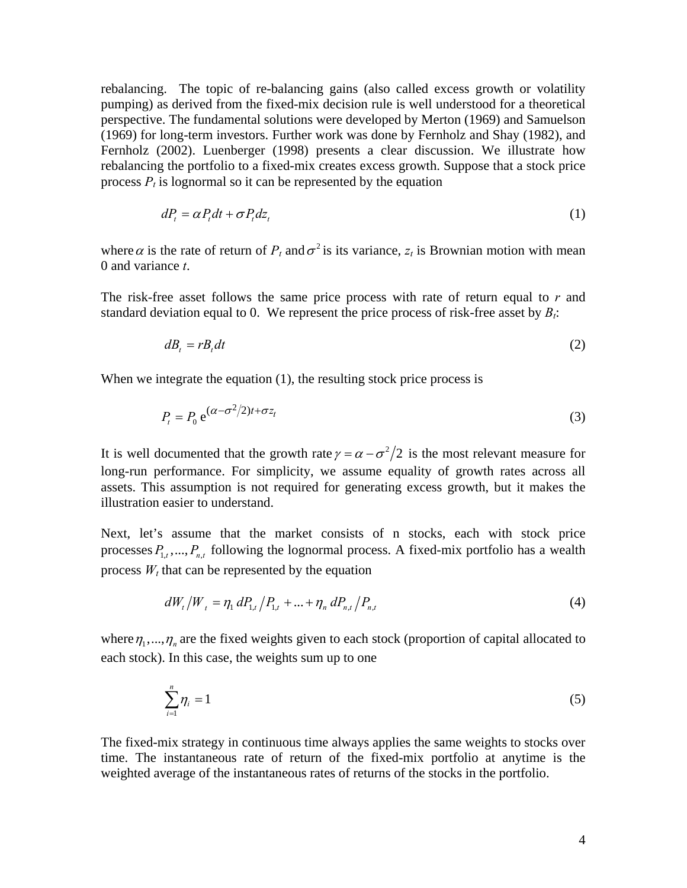rebalancing. The topic of re-balancing gains (also called excess growth or volatility pumping) as derived from the fixed-mix decision rule is well understood for a theoretical perspective. The fundamental solutions were developed by Merton (1969) and Samuelson (1969) for long-term investors. Further work was done by Fernholz and Shay (1982), and Fernholz (2002). Luenberger (1998) presents a clear discussion. We illustrate how rebalancing the portfolio to a fixed-mix creates excess growth. Suppose that a stock price process $P_t$ is lognormal so it can be represented by the equation

$$dP_t = \alpha P_t dt + \sigma P_t dz_t \tag{1}$$

where $\alpha$ is the rate of return of $P_t$ and $\sigma^2$ is its variance, $z_t$ is Brownian motion with mean 0 and variance $t$.

The risk-free asset follows the same price process with rate of return equal to $r$ and standard deviation equal to 0. We represent the price process of risk-free asset by $B_t$:

$$dB_t = rB_t dt \tag{2}$$

When we integrate the equation (1), the resulting stock price process is

$$P_t = P_0 \, e^{(\alpha - \sigma^2/2)t + \sigma z_t} \tag{3}$$

It is well documented that the growth rate $\gamma = \alpha - \sigma^2/2$ is the most relevant measure for long-run performance. For simplicity, we assume equality of growth rates across all assets. This assumption is not required for generating excess growth, but it makes the illustration easier to understand.

Next, let's assume that the market consists of n stocks, each with stock price processes $P_{1,t}, ..., P_{n,t}$ following the lognormal process. A fixed-mix portfolio has a wealth process $W_t$ that can be represented by the equation

$$dW_t / W_t = \eta_1 \, dP_{1,t} / P_{1,t} + ... + \eta_n \, dP_{n,t} / P_{n,t} \tag{4}$$

where $\eta_1, ..., \eta_n$ are the fixed weights given to each stock (proportion of capital allocated to each stock). In this case, the weights sum up to one

$$\sum_{i=1}^{n} \eta_i = 1 \tag{5}$$

The fixed-mix strategy in continuous time always applies the same weights to stocks over time. The instantaneous rate of return of the fixed-mix portfolio at anytime is the weighted average of the instantaneous rates of returns of the stocks in the portfolio.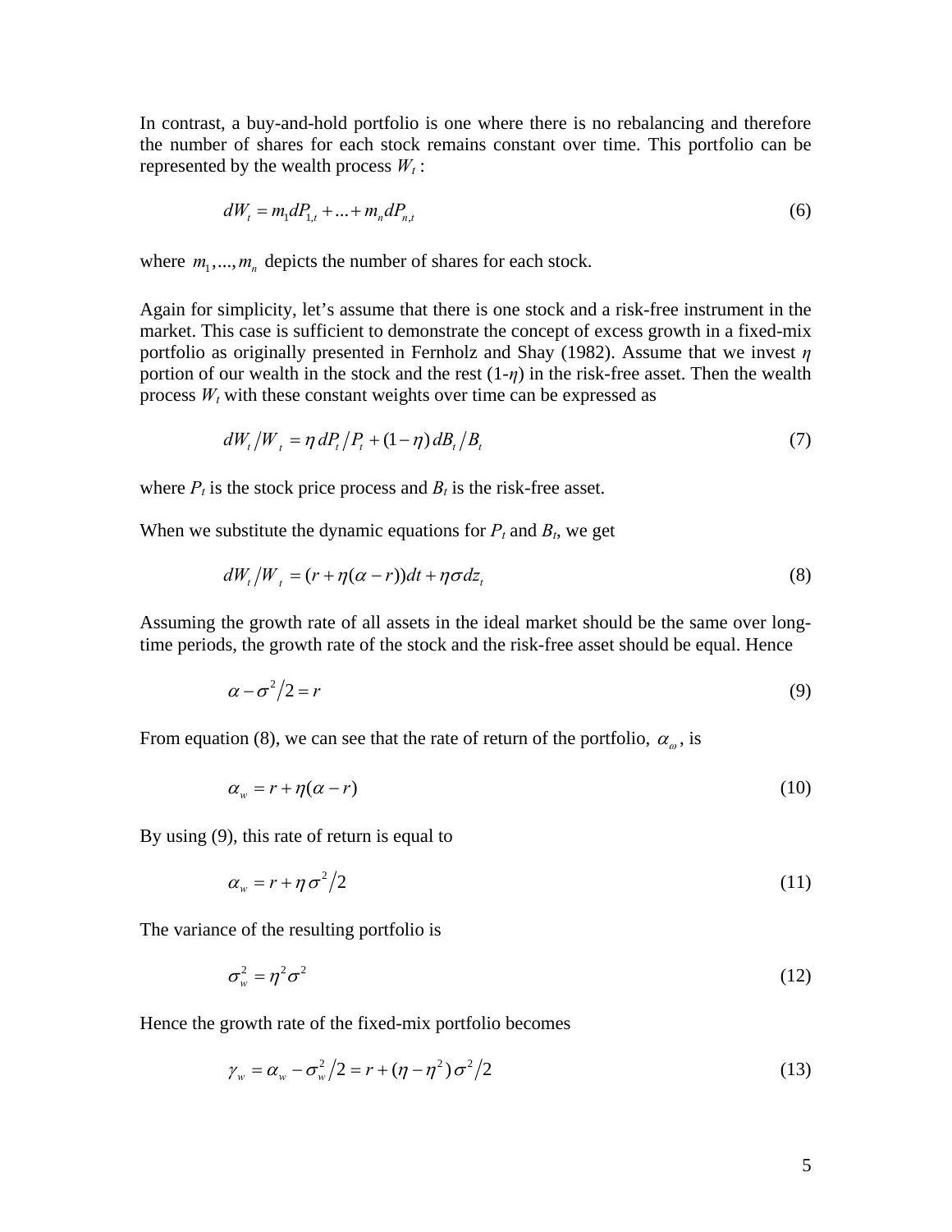In contrast, a buy-and-hold portfolio is one where there is no rebalancing and therefore the number of shares for each stock remains constant over time. This portfolio can be represented by the wealth process $W_t$ :

$$dW_t = m_1 dP_{1,t} + ... + m_n dP_{n,t} \tag{6}$$

where $m_1, ..., m_n$ depicts the number of shares for each stock.

Again for simplicity, let's assume that there is one stock and a risk-free instrument in the market. This case is sufficient to demonstrate the concept of excess growth in a fixed-mix portfolio as originally presented in Fernholz and Shay (1982). Assume that we invest $\eta$ portion of our wealth in the stock and the rest ($1-\eta$) in the risk-free asset. Then the wealth process $W_t$ with these constant weights over time can be expressed as

$$dW_t / W_t = \eta \, dP_t / P_t + (1-\eta) \, dB_t / B_t \tag{7}$$

where $P_t$ is the stock price process and $B_t$ is the risk-free asset.

When we substitute the dynamic equations for $P_t$ and $B_t$, we get

$$dW_t / W_t = (r + \eta(\alpha - r))dt + \eta \sigma dz_t \tag{8}$$

Assuming the growth rate of all assets in the ideal market should be the same over long-time periods, the growth rate of the stock and the risk-free asset should be equal. Hence

$$\alpha - \sigma^2 / 2 = r \tag{9}$$

From equation (8), we can see that the rate of return of the portfolio, $\alpha_\omega$, is

$$\alpha_w = r + \eta(\alpha - r) \tag{10}$$

By using (9), this rate of return is equal to

$$\alpha_w = r + \eta \, \sigma^2 / 2 \tag{11}$$

The variance of the resulting portfolio is

$$\sigma_w^2 = \eta^2 \sigma^2 \tag{12}$$

Hence the growth rate of the fixed-mix portfolio becomes

$$\gamma_w = \alpha_w - \sigma_w^2 / 2 = r + (\eta - \eta^2) \, \sigma^2 / 2 \tag{13}$$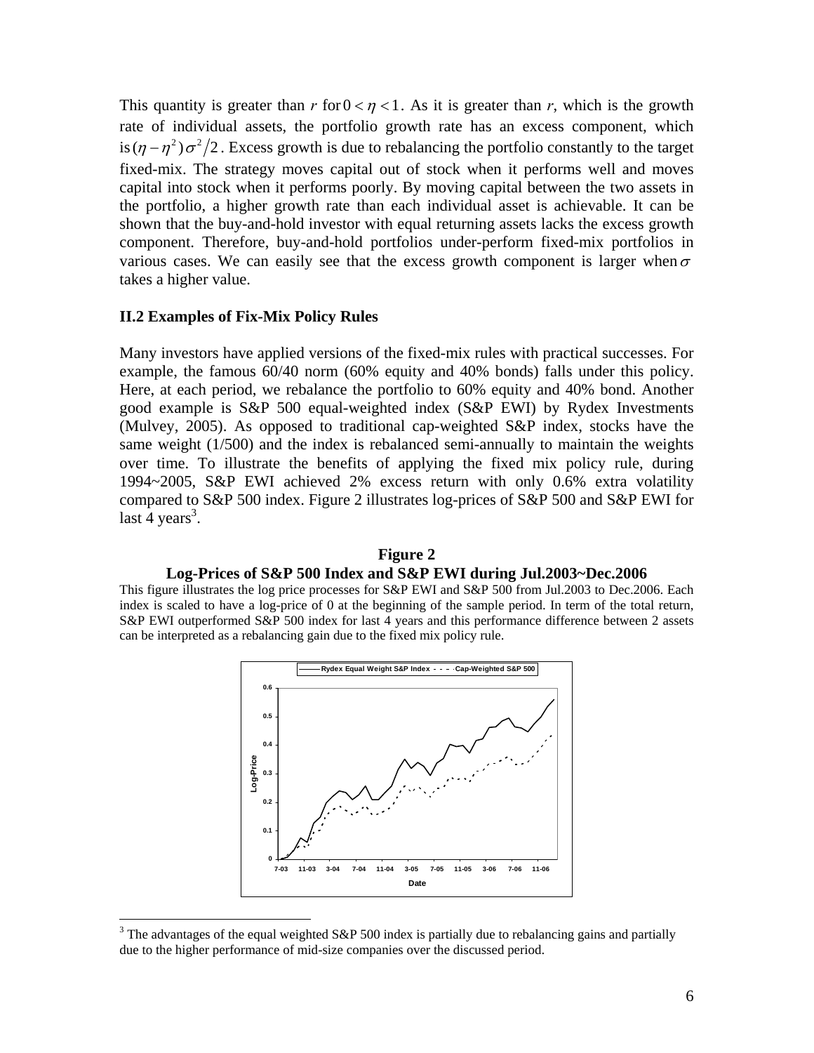This quantity is greater than $r$ for $0 < \eta < 1$. As it is greater than $r$, which is the growth rate of individual assets, the portfolio growth rate has an excess component, which is $(\eta - \eta^2)\sigma^2/2$. Excess growth is due to rebalancing the portfolio constantly to the target fixed-mix. The strategy moves capital out of stock when it performs well and moves capital into stock when it performs poorly. By moving capital between the two assets in the portfolio, a higher growth rate than each individual asset is achievable. It can be shown that the buy-and-hold investor with equal returning assets lacks the excess growth component. Therefore, buy-and-hold portfolios under-perform fixed-mix portfolios in various cases. We can easily see that the excess growth component is larger when $\sigma$ takes a higher value.

### II.2 Examples of Fix-Mix Policy Rules

Many investors have applied versions of the fixed-mix rules with practical successes. For example, the famous 60/40 norm (60% equity and 40% bonds) falls under this policy. Here, at each period, we rebalance the portfolio to 60% equity and 40% bond. Another good example is S&P 500 equal-weighted index (S&P EWI) by Rydex Investments (Mulvey, 2005). As opposed to traditional cap-weighted S&P index, stocks have the same weight (1/500) and the index is rebalanced semi-annually to maintain the weights over time. To illustrate the benefits of applying the fixed mix policy rule, during 1994~2005, S&P EWI achieved 2% excess return with only 0.6% extra volatility compared to S&P 500 index. Figure 2 illustrates log-prices of S&P 500 and S&P EWI for last 4 years[3].

**Figure 2**
**Log-Prices of S&P 500 Index and S&P EWI during Jul.2003~Dec.2006**

This figure illustrates the log price processes for S&P EWI and S&P 500 from Jul.2003 to Dec.2006. Each index is scaled to have a log-price of 0 at the beginning of the sample period. In term of the total return, S&P EWI outperformed S&P 500 index for last 4 years and this performance difference between 2 assets can be interpreted as a rebalancing gain due to the fixed mix policy rule.

[3] The advantages of the equal weighted S&P 500 index is partially due to rebalancing gains and partially due to the higher performance of mid-size companies over the discussed period.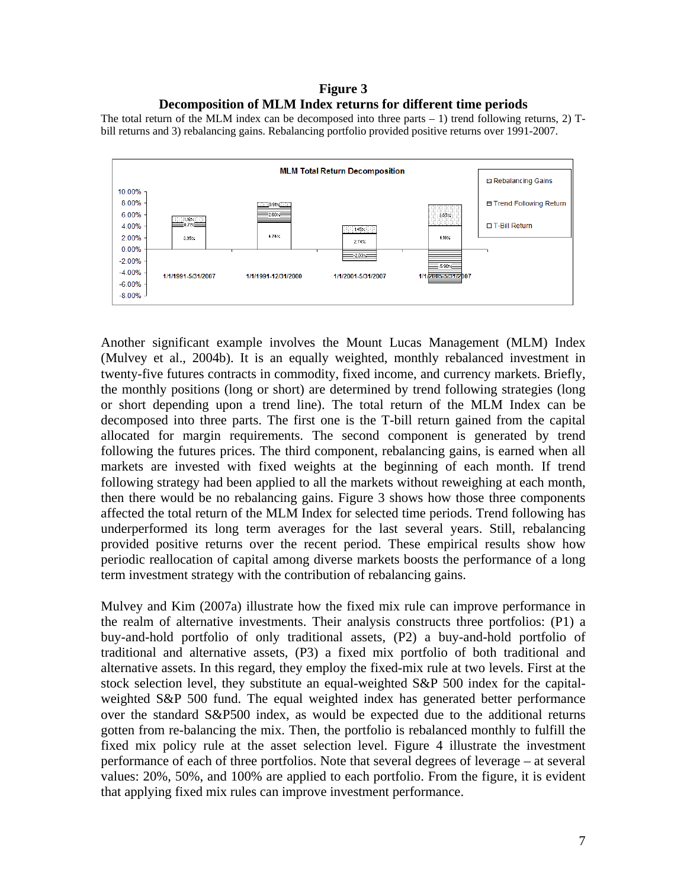**Figure 3**

**Decomposition of MLM Index returns for different time periods**

The total return of the MLM index can be decomposed into three parts – 1) trend following returns, 2) T-bill returns and 3) rebalancing gains. Rebalancing portfolio provided positive returns over 1991-2007.

Another significant example involves the Mount Lucas Management (MLM) Index (Mulvey et al., 2004b). It is an equally weighted, monthly rebalanced investment in twenty-five futures contracts in commodity, fixed income, and currency markets. Briefly, the monthly positions (long or short) are determined by trend following strategies (long or short depending upon a trend line). The total return of the MLM Index can be decomposed into three parts. The first one is the T-bill return gained from the capital allocated for margin requirements. The second component is generated by trend following the futures prices. The third component, rebalancing gains, is earned when all markets are invested with fixed weights at the beginning of each month. If trend following strategy had been applied to all the markets without reweighing at each month, then there would be no rebalancing gains. Figure 3 shows how those three components affected the total return of the MLM Index for selected time periods. Trend following has underperformed its long term averages for the last several years. Still, rebalancing provided positive returns over the recent period. These empirical results show how periodic reallocation of capital among diverse markets boosts the performance of a long term investment strategy with the contribution of rebalancing gains.

Mulvey and Kim (2007a) illustrate how the fixed mix rule can improve performance in the realm of alternative investments. Their analysis constructs three portfolios: (P1) a buy-and-hold portfolio of only traditional assets, (P2) a buy-and-hold portfolio of traditional and alternative assets, (P3) a fixed mix portfolio of both traditional and alternative assets. In this regard, they employ the fixed-mix rule at two levels. First at the stock selection level, they substitute an equal-weighted S&P 500 index for the capital-weighted S&P 500 fund. The equal weighted index has generated better performance over the standard S&P500 index, as would be expected due to the additional returns gotten from re-balancing the mix. Then, the portfolio is rebalanced monthly to fulfill the fixed mix policy rule at the asset selection level. Figure 4 illustrate the investment performance of each of three portfolios. Note that several degrees of leverage – at several values: 20%, 50%, and 100% are applied to each portfolio. From the figure, it is evident that applying fixed mix rules can improve investment performance.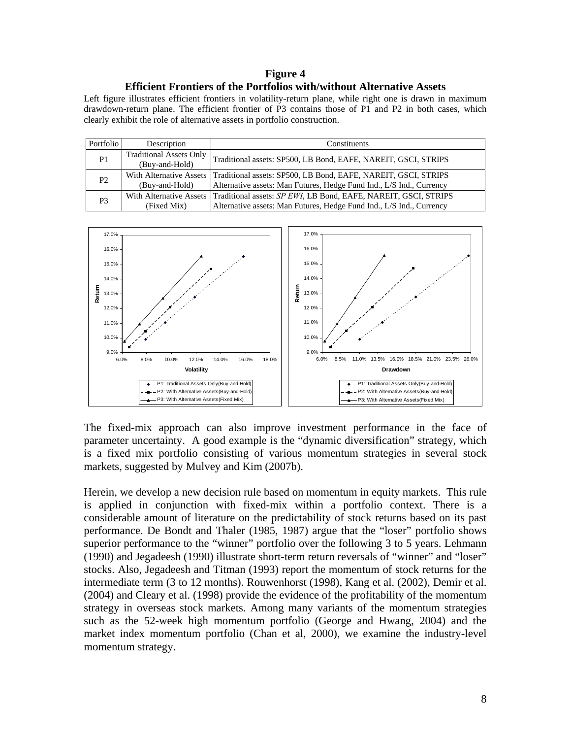**Figure 4**

**Efficient Frontiers of the Portfolios with/without Alternative Assets**

Left figure illustrates efficient frontiers in volatility-return plane, while right one is drawn in maximum drawdown-return plane. The efficient frontier of P3 contains those of P1 and P2 in both cases, which clearly exhibit the role of alternative assets in portfolio construction.

| Portfolio | Description | Constituents |
|---|---|---|
| P1 | Traditional Assets Only (Buy-and-Hold) | Traditional assets: SP500, LB Bond, EAFE, NAREIT, GSCI, STRIPS |
| P2 | With Alternative Assets (Buy-and-Hold) | Traditional assets: SP500, LB Bond, EAFE, NAREIT, GSCI, STRIPS<br>Alternative assets: Man Futures, Hedge Fund Ind., L/S Ind., Currency |
| P3 | With Alternative Assets (Fixed Mix) | Traditional assets: *SP EWI*, LB Bond, EAFE, NAREIT, GSCI, STRIPS<br>Alternative assets: Man Futures, Hedge Fund Ind., L/S Ind., Currency |

The fixed-mix approach can also improve investment performance in the face of parameter uncertainty. A good example is the "dynamic diversification" strategy, which is a fixed mix portfolio consisting of various momentum strategies in several stock markets, suggested by Mulvey and Kim (2007b).

Herein, we develop a new decision rule based on momentum in equity markets. This rule is applied in conjunction with fixed-mix within a portfolio context. There is a considerable amount of literature on the predictability of stock returns based on its past performance. De Bondt and Thaler (1985, 1987) argue that the "loser" portfolio shows superior performance to the "winner" portfolio over the following 3 to 5 years. Lehmann (1990) and Jegadeesh (1990) illustrate short-term return reversals of "winner" and "loser" stocks. Also, Jegadeesh and Titman (1993) report the momentum of stock returns for the intermediate term (3 to 12 months). Rouwenhorst (1998), Kang et al. (2002), Demir et al. (2004) and Cleary et al. (1998) provide the evidence of the profitability of the momentum strategy in overseas stock markets. Among many variants of the momentum strategies such as the 52-week high momentum portfolio (George and Hwang, 2004) and the market index momentum portfolio (Chan et al, 2000), we examine the industry-level momentum strategy.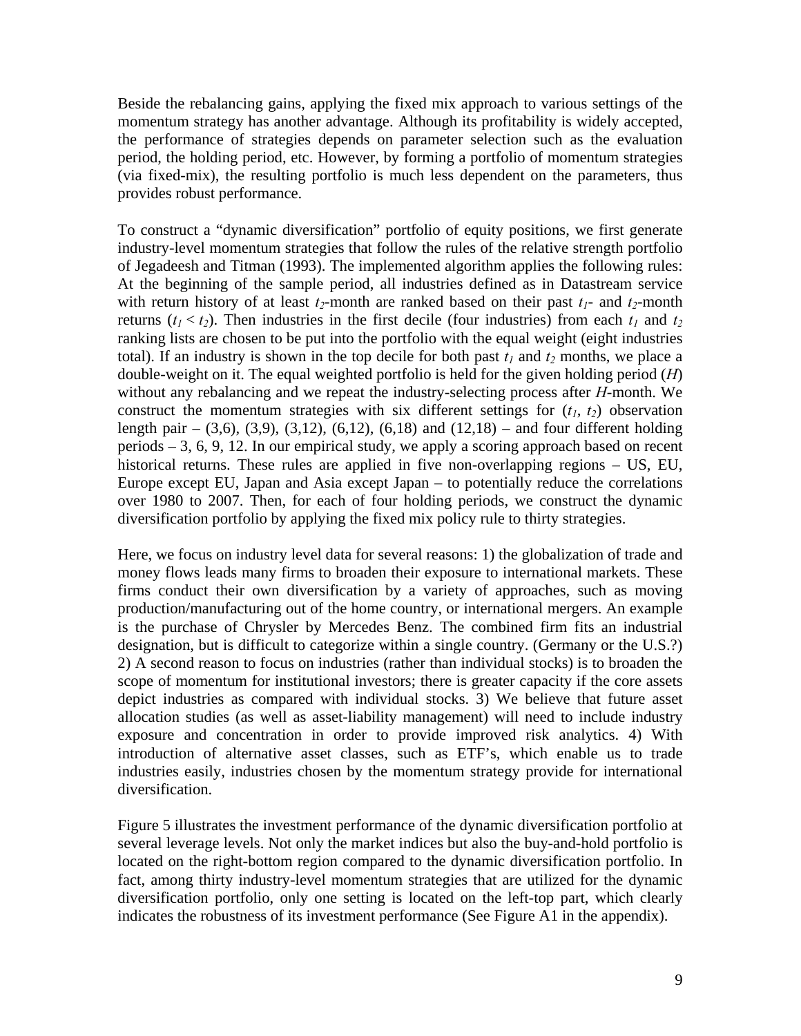Beside the rebalancing gains, applying the fixed mix approach to various settings of the momentum strategy has another advantage. Although its profitability is widely accepted, the performance of strategies depends on parameter selection such as the evaluation period, the holding period, etc. However, by forming a portfolio of momentum strategies (via fixed-mix), the resulting portfolio is much less dependent on the parameters, thus provides robust performance.

To construct a "dynamic diversification" portfolio of equity positions, we first generate industry-level momentum strategies that follow the rules of the relative strength portfolio of Jegadeesh and Titman (1993). The implemented algorithm applies the following rules: At the beginning of the sample period, all industries defined as in Datastream service with return history of at least $t_2$-month are ranked based on their past $t_1$- and $t_2$-month returns ($t_1 < t_2$). Then industries in the first decile (four industries) from each $t_1$ and $t_2$ ranking lists are chosen to be put into the portfolio with the equal weight (eight industries total). If an industry is shown in the top decile for both past $t_1$ and $t_2$ months, we place a double-weight on it. The equal weighted portfolio is held for the given holding period ($H$) without any rebalancing and we repeat the industry-selecting process after $H$-month. We construct the momentum strategies with six different settings for ($t_1$, $t_2$) observation length pair – (3,6), (3,9), (3,12), (6,12), (6,18) and (12,18) – and four different holding periods – 3, 6, 9, 12. In our empirical study, we apply a scoring approach based on recent historical returns. These rules are applied in five non-overlapping regions – US, EU, Europe except EU, Japan and Asia except Japan – to potentially reduce the correlations over 1980 to 2007. Then, for each of four holding periods, we construct the dynamic diversification portfolio by applying the fixed mix policy rule to thirty strategies.

Here, we focus on industry level data for several reasons: 1) the globalization of trade and money flows leads many firms to broaden their exposure to international markets. These firms conduct their own diversification by a variety of approaches, such as moving production/manufacturing out of the home country, or international mergers. An example is the purchase of Chrysler by Mercedes Benz. The combined firm fits an industrial designation, but is difficult to categorize within a single country. (Germany or the U.S.?) 2) A second reason to focus on industries (rather than individual stocks) is to broaden the scope of momentum for institutional investors; there is greater capacity if the core assets depict industries as compared with individual stocks. 3) We believe that future asset allocation studies (as well as asset-liability management) will need to include industry exposure and concentration in order to provide improved risk analytics. 4) With introduction of alternative asset classes, such as ETF's, which enable us to trade industries easily, industries chosen by the momentum strategy provide for international diversification.

Figure 5 illustrates the investment performance of the dynamic diversification portfolio at several leverage levels. Not only the market indices but also the buy-and-hold portfolio is located on the right-bottom region compared to the dynamic diversification portfolio. In fact, among thirty industry-level momentum strategies that are utilized for the dynamic diversification portfolio, only one setting is located on the left-top part, which clearly indicates the robustness of its investment performance (See Figure A1 in the appendix).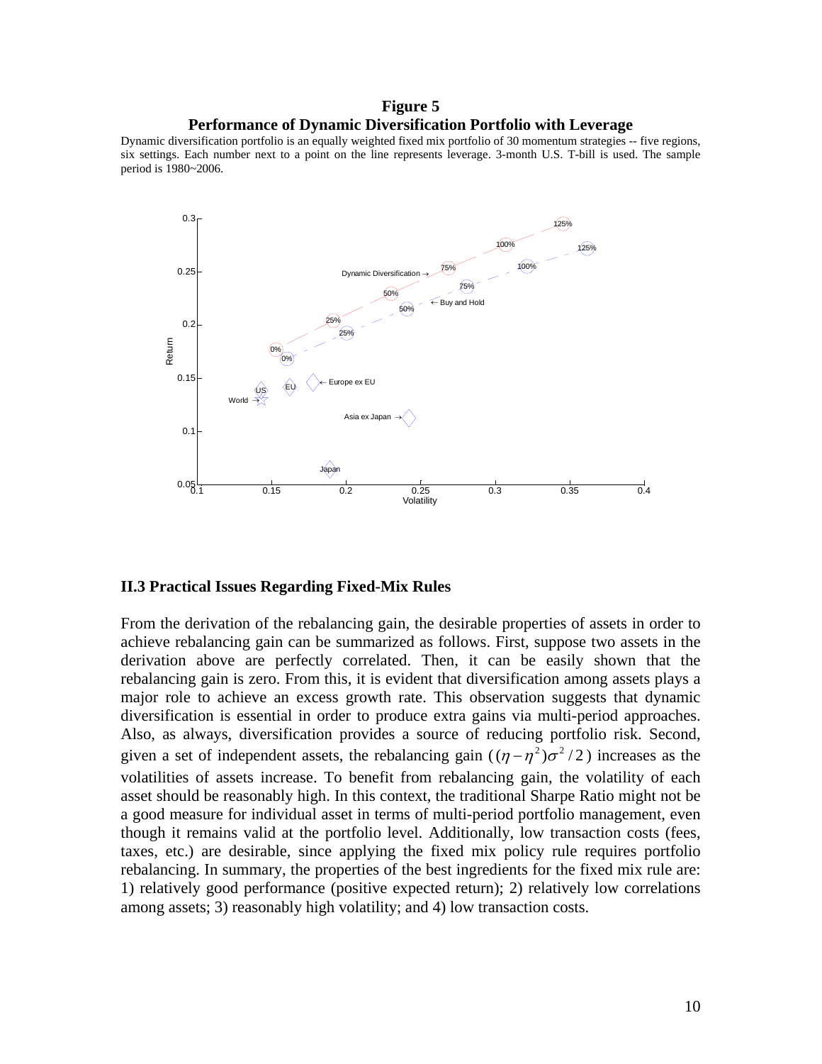**Figure 5**

**Performance of Dynamic Diversification Portfolio with Leverage**

Dynamic diversification portfolio is an equally weighted fixed mix portfolio of 30 momentum strategies -- five regions, six settings. Each number next to a point on the line represents leverage. 3-month U.S. T-bill is used. The sample period is 1980~2006.

### II.3 Practical Issues Regarding Fixed-Mix Rules

From the derivation of the rebalancing gain, the desirable properties of assets in order to achieve rebalancing gain can be summarized as follows. First, suppose two assets in the derivation above are perfectly correlated. Then, it can be easily shown that the rebalancing gain is zero. From this, it is evident that diversification among assets plays a major role to achieve an excess growth rate. This observation suggests that dynamic diversification is essential in order to produce extra gains via multi-period approaches. Also, as always, diversification provides a source of reducing portfolio risk. Second, given a set of independent assets, the rebalancing gain ($(\eta - \eta^2)\sigma^2/2$) increases as the volatilities of assets increase. To benefit from rebalancing gain, the volatility of each asset should be reasonably high. In this context, the traditional Sharpe Ratio might not be a good measure for individual asset in terms of multi-period portfolio management, even though it remains valid at the portfolio level. Additionally, low transaction costs (fees, taxes, etc.) are desirable, since applying the fixed mix policy rule requires portfolio rebalancing. In summary, the properties of the best ingredients for the fixed mix rule are: 1) relatively good performance (positive expected return); 2) relatively low correlations among assets; 3) reasonably high volatility; and 4) low transaction costs.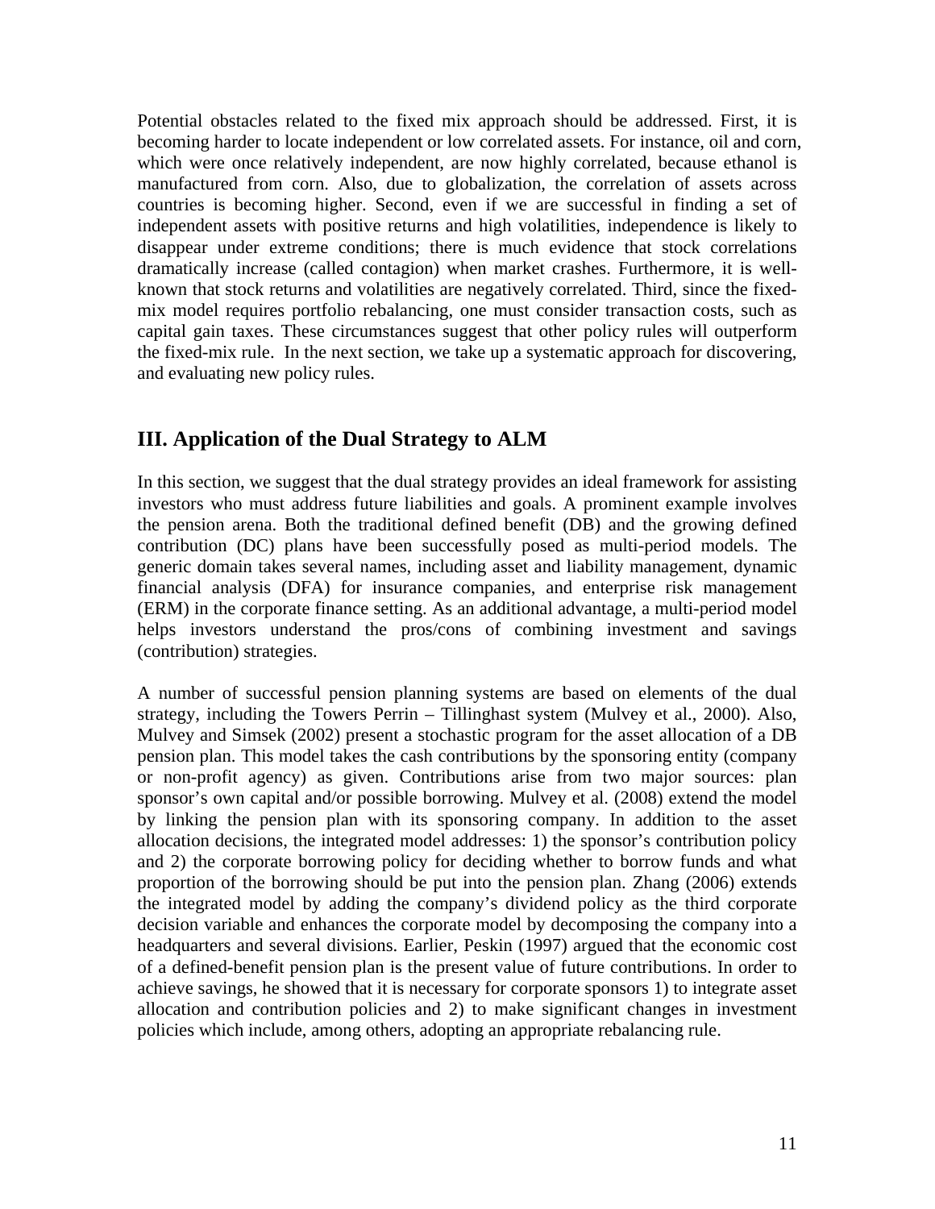Potential obstacles related to the fixed mix approach should be addressed. First, it is becoming harder to locate independent or low correlated assets. For instance, oil and corn, which were once relatively independent, are now highly correlated, because ethanol is manufactured from corn. Also, due to globalization, the correlation of assets across countries is becoming higher. Second, even if we are successful in finding a set of independent assets with positive returns and high volatilities, independence is likely to disappear under extreme conditions; there is much evidence that stock correlations dramatically increase (called contagion) when market crashes. Furthermore, it is well-known that stock returns and volatilities are negatively correlated. Third, since the fixed-mix model requires portfolio rebalancing, one must consider transaction costs, such as capital gain taxes. These circumstances suggest that other policy rules will outperform the fixed-mix rule. In the next section, we take up a systematic approach for discovering, and evaluating new policy rules.

## III. Application of the Dual Strategy to ALM

In this section, we suggest that the dual strategy provides an ideal framework for assisting investors who must address future liabilities and goals. A prominent example involves the pension arena. Both the traditional defined benefit (DB) and the growing defined contribution (DC) plans have been successfully posed as multi-period models. The generic domain takes several names, including asset and liability management, dynamic financial analysis (DFA) for insurance companies, and enterprise risk management (ERM) in the corporate finance setting. As an additional advantage, a multi-period model helps investors understand the pros/cons of combining investment and savings (contribution) strategies.

A number of successful pension planning systems are based on elements of the dual strategy, including the Towers Perrin – Tillinghast system (Mulvey et al., 2000). Also, Mulvey and Simsek (2002) present a stochastic program for the asset allocation of a DB pension plan. This model takes the cash contributions by the sponsoring entity (company or non-profit agency) as given. Contributions arise from two major sources: plan sponsor's own capital and/or possible borrowing. Mulvey et al. (2008) extend the model by linking the pension plan with its sponsoring company. In addition to the asset allocation decisions, the integrated model addresses: 1) the sponsor's contribution policy and 2) the corporate borrowing policy for deciding whether to borrow funds and what proportion of the borrowing should be put into the pension plan. Zhang (2006) extends the integrated model by adding the company's dividend policy as the third corporate decision variable and enhances the corporate model by decomposing the company into a headquarters and several divisions. Earlier, Peskin (1997) argued that the economic cost of a defined-benefit pension plan is the present value of future contributions. In order to achieve savings, he showed that it is necessary for corporate sponsors 1) to integrate asset allocation and contribution policies and 2) to make significant changes in investment policies which include, among others, adopting an appropriate rebalancing rule.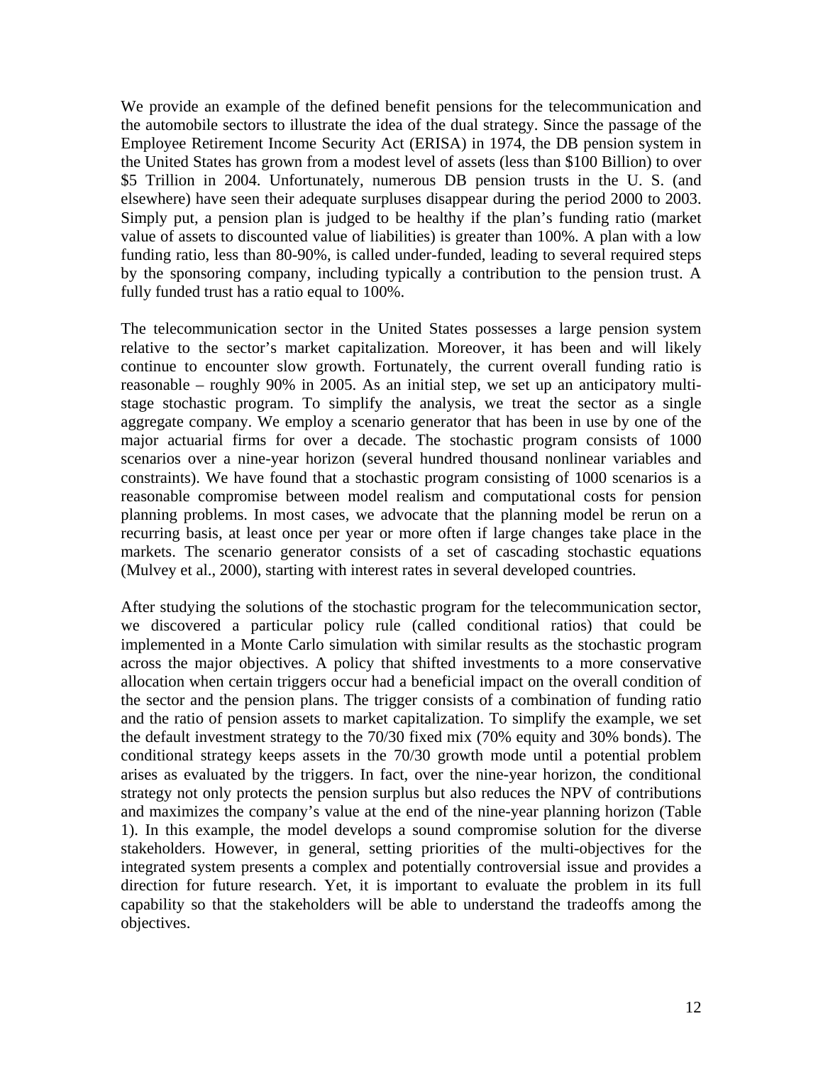We provide an example of the defined benefit pensions for the telecommunication and the automobile sectors to illustrate the idea of the dual strategy. Since the passage of the Employee Retirement Income Security Act (ERISA) in 1974, the DB pension system in the United States has grown from a modest level of assets (less than $100 Billion) to over $5 Trillion in 2004. Unfortunately, numerous DB pension trusts in the U. S. (and elsewhere) have seen their adequate surpluses disappear during the period 2000 to 2003. Simply put, a pension plan is judged to be healthy if the plan's funding ratio (market value of assets to discounted value of liabilities) is greater than 100%. A plan with a low funding ratio, less than 80-90%, is called under-funded, leading to several required steps by the sponsoring company, including typically a contribution to the pension trust. A fully funded trust has a ratio equal to 100%.

The telecommunication sector in the United States possesses a large pension system relative to the sector's market capitalization. Moreover, it has been and will likely continue to encounter slow growth. Fortunately, the current overall funding ratio is reasonable – roughly 90% in 2005. As an initial step, we set up an anticipatory multi-stage stochastic program. To simplify the analysis, we treat the sector as a single aggregate company. We employ a scenario generator that has been in use by one of the major actuarial firms for over a decade. The stochastic program consists of 1000 scenarios over a nine-year horizon (several hundred thousand nonlinear variables and constraints). We have found that a stochastic program consisting of 1000 scenarios is a reasonable compromise between model realism and computational costs for pension planning problems. In most cases, we advocate that the planning model be rerun on a recurring basis, at least once per year or more often if large changes take place in the markets. The scenario generator consists of a set of cascading stochastic equations (Mulvey et al., 2000), starting with interest rates in several developed countries.

After studying the solutions of the stochastic program for the telecommunication sector, we discovered a particular policy rule (called conditional ratios) that could be implemented in a Monte Carlo simulation with similar results as the stochastic program across the major objectives. A policy that shifted investments to a more conservative allocation when certain triggers occur had a beneficial impact on the overall condition of the sector and the pension plans. The trigger consists of a combination of funding ratio and the ratio of pension assets to market capitalization. To simplify the example, we set the default investment strategy to the 70/30 fixed mix (70% equity and 30% bonds). The conditional strategy keeps assets in the 70/30 growth mode until a potential problem arises as evaluated by the triggers. In fact, over the nine-year horizon, the conditional strategy not only protects the pension surplus but also reduces the NPV of contributions and maximizes the company's value at the end of the nine-year planning horizon (Table 1). In this example, the model develops a sound compromise solution for the diverse stakeholders. However, in general, setting priorities of the multi-objectives for the integrated system presents a complex and potentially controversial issue and provides a direction for future research. Yet, it is important to evaluate the problem in its full capability so that the stakeholders will be able to understand the tradeoffs among the objectives.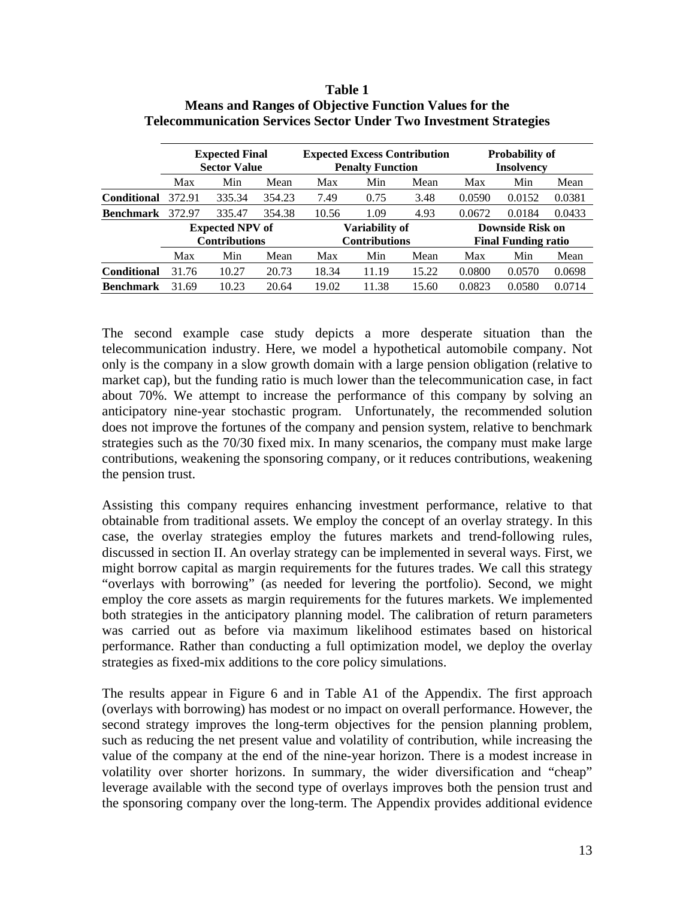**Table 1**
**Means and Ranges of Objective Function Values for the Telecommunication Services Sector Under Two Investment Strategies**

| | **Expected Final Sector Value** | | | **Expected Excess Contribution Penalty Function** | | | **Probability of Insolvency** | | |
|---|---|---|---|---|---|---|---|---|---|
| | Max | Min | Mean | Max | Min | Mean | Max | Min | Mean |
| **Conditional** | 372.91 | 335.34 | 354.23 | 7.49 | 0.75 | 3.48 | 0.0590 | 0.0152 | 0.0381 |
| **Benchmark** | 372.97 | 335.47 | 354.38 | 10.56 | 1.09 | 4.93 | 0.0672 | 0.0184 | 0.0433 |
| | **Expected NPV of Contributions** | | | **Variability of Contributions** | | | **Downside Risk on Final Funding ratio** | | |
| | Max | Min | Mean | Max | Min | Mean | Max | Min | Mean |
| **Conditional** | 31.76 | 10.27 | 20.73 | 18.34 | 11.19 | 15.22 | 0.0800 | 0.0570 | 0.0698 |
| **Benchmark** | 31.69 | 10.23 | 20.64 | 19.02 | 11.38 | 15.60 | 0.0823 | 0.0580 | 0.0714 |

The second example case study depicts a more desperate situation than the telecommunication industry. Here, we model a hypothetical automobile company. Not only is the company in a slow growth domain with a large pension obligation (relative to market cap), but the funding ratio is much lower than the telecommunication case, in fact about 70%. We attempt to increase the performance of this company by solving an anticipatory nine-year stochastic program. Unfortunately, the recommended solution does not improve the fortunes of the company and pension system, relative to benchmark strategies such as the 70/30 fixed mix. In many scenarios, the company must make large contributions, weakening the sponsoring company, or it reduces contributions, weakening the pension trust.

Assisting this company requires enhancing investment performance, relative to that obtainable from traditional assets. We employ the concept of an overlay strategy. In this case, the overlay strategies employ the futures markets and trend-following rules, discussed in section II. An overlay strategy can be implemented in several ways. First, we might borrow capital as margin requirements for the futures trades. We call this strategy "overlays with borrowing" (as needed for levering the portfolio). Second, we might employ the core assets as margin requirements for the futures markets. We implemented both strategies in the anticipatory planning model. The calibration of return parameters was carried out as before via maximum likelihood estimates based on historical performance. Rather than conducting a full optimization model, we deploy the overlay strategies as fixed-mix additions to the core policy simulations.

The results appear in Figure 6 and in Table A1 of the Appendix. The first approach (overlays with borrowing) has modest or no impact on overall performance. However, the second strategy improves the long-term objectives for the pension planning problem, such as reducing the net present value and volatility of contribution, while increasing the value of the company at the end of the nine-year horizon. There is a modest increase in volatility over shorter horizons. In summary, the wider diversification and "cheap" leverage available with the second type of overlays improves both the pension trust and the sponsoring company over the long-term. The Appendix provides additional evidence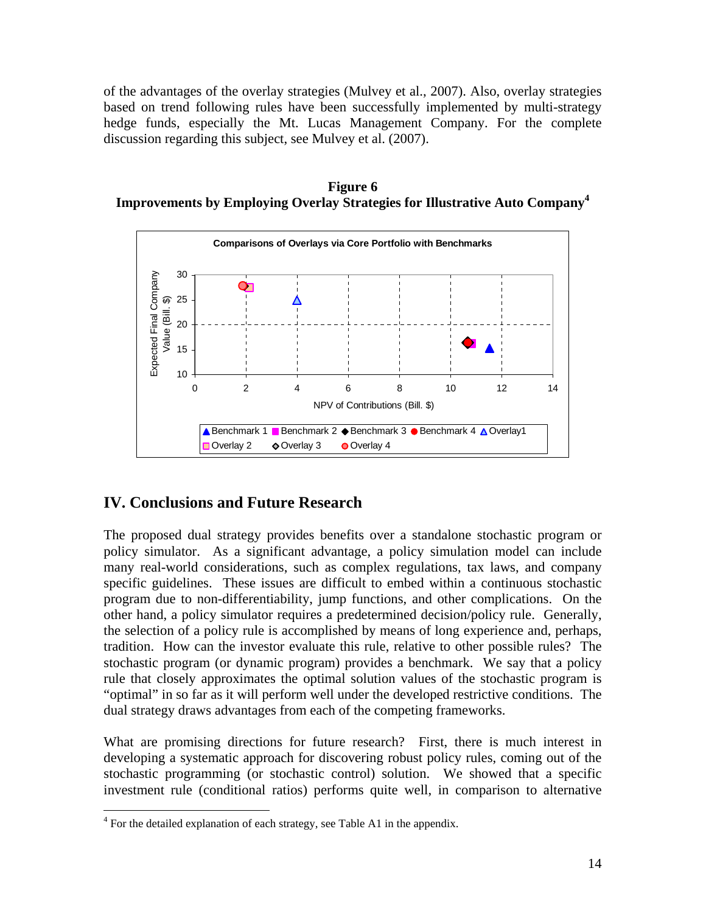of the advantages of the overlay strategies (Mulvey et al., 2007). Also, overlay strategies based on trend following rules have been successfully implemented by multi-strategy hedge funds, especially the Mt. Lucas Management Company. For the complete discussion regarding this subject, see Mulvey et al. (2007).

**Figure 6**
**Improvements by Employing Overlay Strategies for Illustrative Auto Company**[4]

## IV. Conclusions and Future Research

The proposed dual strategy provides benefits over a standalone stochastic program or policy simulator. As a significant advantage, a policy simulation model can include many real-world considerations, such as complex regulations, tax laws, and company specific guidelines. These issues are difficult to embed within a continuous stochastic program due to non-differentiability, jump functions, and other complications. On the other hand, a policy simulator requires a predetermined decision/policy rule. Generally, the selection of a policy rule is accomplished by means of long experience and, perhaps, tradition. How can the investor evaluate this rule, relative to other possible rules? The stochastic program (or dynamic program) provides a benchmark. We say that a policy rule that closely approximates the optimal solution values of the stochastic program is "optimal" in so far as it will perform well under the developed restrictive conditions. The dual strategy draws advantages from each of the competing frameworks.

What are promising directions for future research? First, there is much interest in developing a systematic approach for discovering robust policy rules, coming out of the stochastic programming (or stochastic control) solution. We showed that a specific investment rule (conditional ratios) performs quite well, in comparison to alternative

[4] For the detailed explanation of each strategy, see Table A1 in the appendix.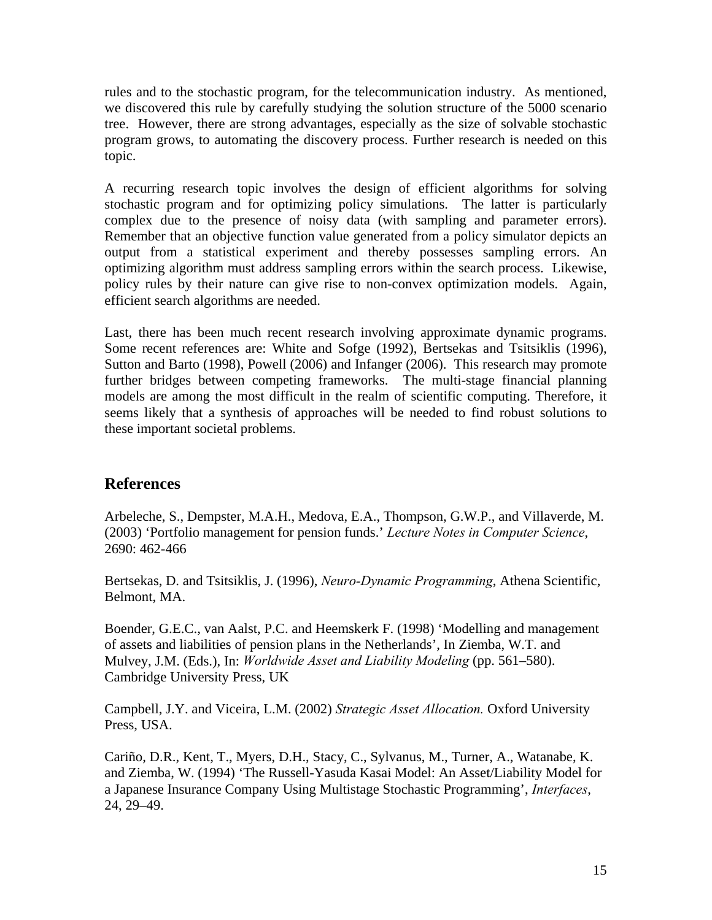rules and to the stochastic program, for the telecommunication industry. As mentioned, we discovered this rule by carefully studying the solution structure of the 5000 scenario tree. However, there are strong advantages, especially as the size of solvable stochastic program grows, to automating the discovery process. Further research is needed on this topic.

A recurring research topic involves the design of efficient algorithms for solving stochastic program and for optimizing policy simulations. The latter is particularly complex due to the presence of noisy data (with sampling and parameter errors). Remember that an objective function value generated from a policy simulator depicts an output from a statistical experiment and thereby possesses sampling errors. An optimizing algorithm must address sampling errors within the search process. Likewise, policy rules by their nature can give rise to non-convex optimization models. Again, efficient search algorithms are needed.

Last, there has been much recent research involving approximate dynamic programs. Some recent references are: White and Sofge (1992), Bertsekas and Tsitsiklis (1996), Sutton and Barto (1998), Powell (2006) and Infanger (2006). This research may promote further bridges between competing frameworks. The multi-stage financial planning models are among the most difficult in the realm of scientific computing. Therefore, it seems likely that a synthesis of approaches will be needed to find robust solutions to these important societal problems.

## References

Arbeleche, S., Dempster, M.A.H., Medova, E.A., Thompson, G.W.P., and Villaverde, M. (2003) 'Portfolio management for pension funds.' *Lecture Notes in Computer Science*, 2690: 462-466

Bertsekas, D. and Tsitsiklis, J. (1996), *Neuro-Dynamic Programming*, Athena Scientific, Belmont, MA.

Boender, G.E.C., van Aalst, P.C. and Heemskerk F. (1998) 'Modelling and management of assets and liabilities of pension plans in the Netherlands', In Ziemba, W.T. and Mulvey, J.M. (Eds.), In: *Worldwide Asset and Liability Modeling* (pp. 561–580). Cambridge University Press, UK

Campbell, J.Y. and Viceira, L.M. (2002) *Strategic Asset Allocation.* Oxford University Press, USA.

Cariño, D.R., Kent, T., Myers, D.H., Stacy, C., Sylvanus, M., Turner, A., Watanabe, K. and Ziemba, W. (1994) 'The Russell-Yasuda Kasai Model: An Asset/Liability Model for a Japanese Insurance Company Using Multistage Stochastic Programming', *Interfaces*, 24, 29–49.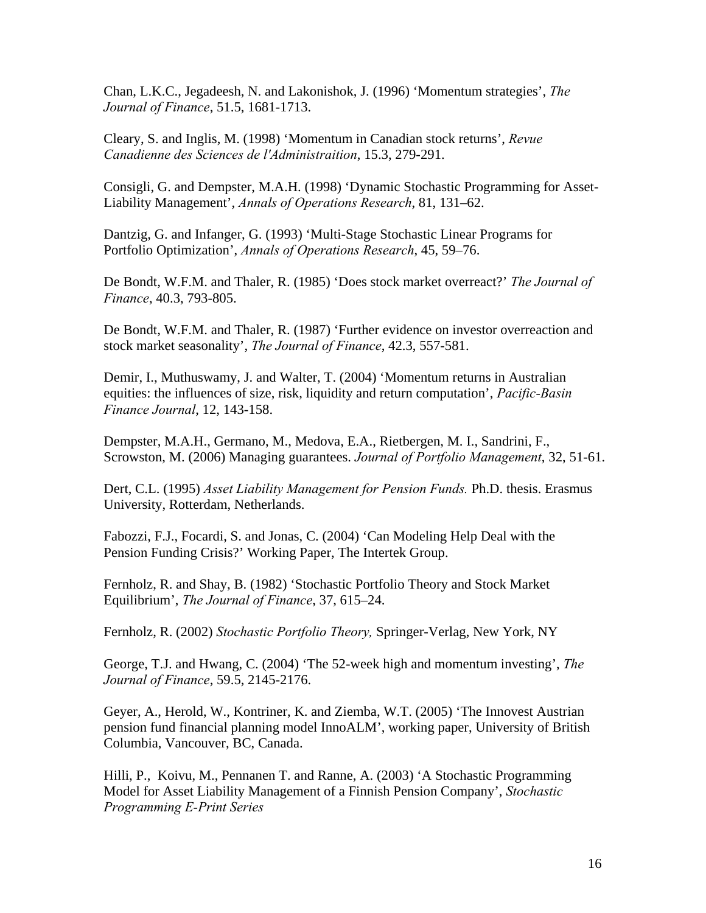Chan, L.K.C., Jegadeesh, N. and Lakonishok, J. (1996) 'Momentum strategies', *The Journal of Finance*, 51.5, 1681-1713.

Cleary, S. and Inglis, M. (1998) 'Momentum in Canadian stock returns', *Revue Canadienne des Sciences de l'Administraition*, 15.3, 279-291.

Consigli, G. and Dempster, M.A.H. (1998) 'Dynamic Stochastic Programming for Asset-Liability Management', *Annals of Operations Research*, 81, 131–62.

Dantzig, G. and Infanger, G. (1993) 'Multi-Stage Stochastic Linear Programs for Portfolio Optimization', *Annals of Operations Research*, 45, 59–76.

De Bondt, W.F.M. and Thaler, R. (1985) 'Does stock market overreact?' *The Journal of Finance*, 40.3, 793-805.

De Bondt, W.F.M. and Thaler, R. (1987) 'Further evidence on investor overreaction and stock market seasonality', *The Journal of Finance*, 42.3, 557-581.

Demir, I., Muthuswamy, J. and Walter, T. (2004) 'Momentum returns in Australian equities: the influences of size, risk, liquidity and return computation', *Pacific-Basin Finance Journal*, 12, 143-158.

Dempster, M.A.H., Germano, M., Medova, E.A., Rietbergen, M. I., Sandrini, F., Scrowston, M. (2006) Managing guarantees. *Journal of Portfolio Management*, 32, 51-61.

Dert, C.L. (1995) *Asset Liability Management for Pension Funds.* Ph.D. thesis. Erasmus University, Rotterdam, Netherlands.

Fabozzi, F.J., Focardi, S. and Jonas, C. (2004) 'Can Modeling Help Deal with the Pension Funding Crisis?' Working Paper, The Intertek Group.

Fernholz, R. and Shay, B. (1982) 'Stochastic Portfolio Theory and Stock Market Equilibrium', *The Journal of Finance*, 37, 615–24.

Fernholz, R. (2002) *Stochastic Portfolio Theory,* Springer-Verlag, New York, NY

George, T.J. and Hwang, C. (2004) 'The 52-week high and momentum investing', *The Journal of Finance*, 59.5, 2145-2176.

Geyer, A., Herold, W., Kontriner, K. and Ziemba, W.T. (2005) 'The Innovest Austrian pension fund financial planning model InnoALM', working paper, University of British Columbia, Vancouver, BC, Canada.

Hilli, P., Koivu, M., Pennanen T. and Ranne, A. (2003) 'A Stochastic Programming Model for Asset Liability Management of a Finnish Pension Company', *Stochastic Programming E-Print Series*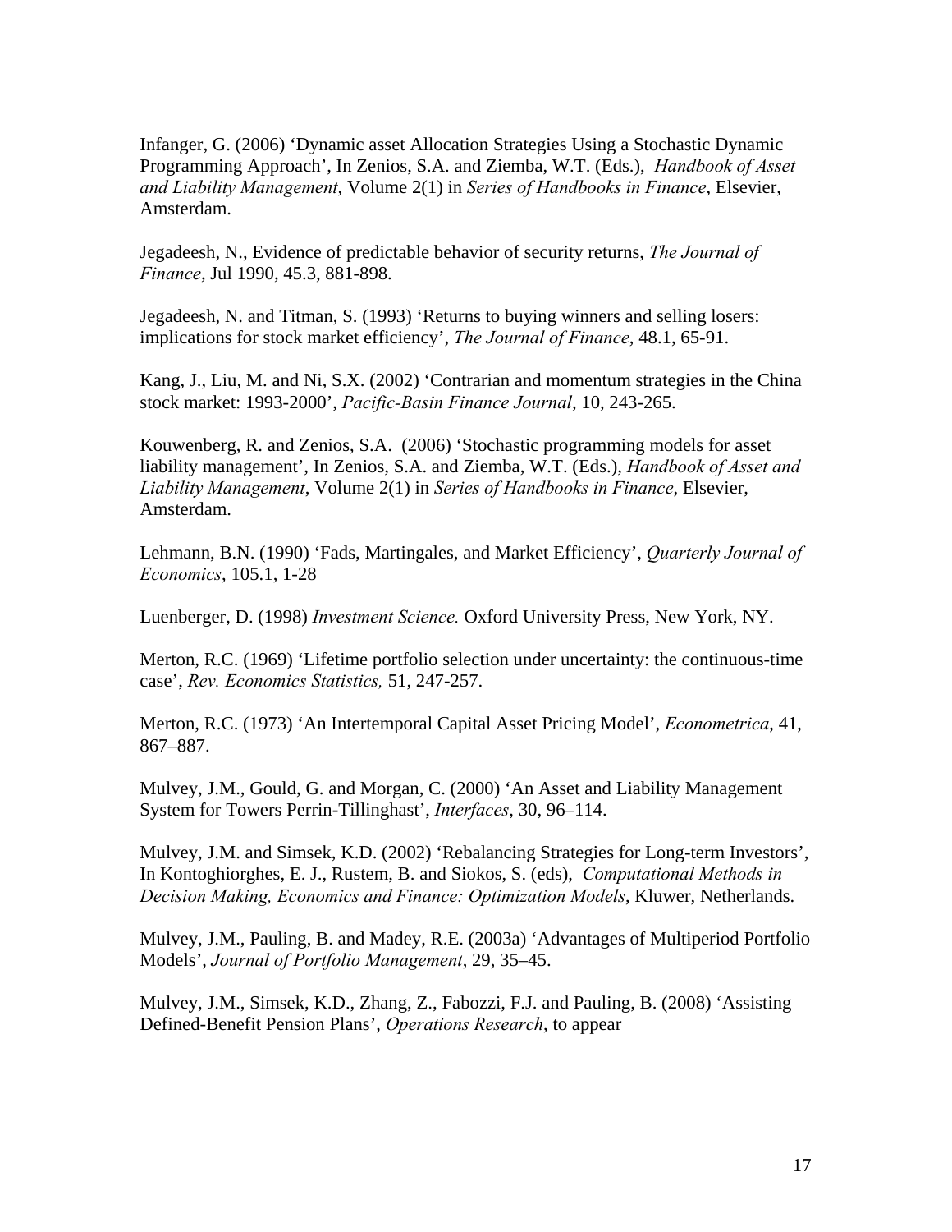Infanger, G. (2006) 'Dynamic asset Allocation Strategies Using a Stochastic Dynamic Programming Approach', In Zenios, S.A. and Ziemba, W.T. (Eds.), *Handbook of Asset and Liability Management*, Volume 2(1) in *Series of Handbooks in Finance*, Elsevier, Amsterdam.

Jegadeesh, N., Evidence of predictable behavior of security returns, *The Journal of Finance*, Jul 1990, 45.3, 881-898.

Jegadeesh, N. and Titman, S. (1993) 'Returns to buying winners and selling losers: implications for stock market efficiency', *The Journal of Finance*, 48.1, 65-91.

Kang, J., Liu, M. and Ni, S.X. (2002) 'Contrarian and momentum strategies in the China stock market: 1993-2000', *Pacific-Basin Finance Journal*, 10, 243-265.

Kouwenberg, R. and Zenios, S.A. (2006) 'Stochastic programming models for asset liability management', In Zenios, S.A. and Ziemba, W.T. (Eds.), *Handbook of Asset and Liability Management*, Volume 2(1) in *Series of Handbooks in Finance*, Elsevier, Amsterdam.

Lehmann, B.N. (1990) 'Fads, Martingales, and Market Efficiency', *Quarterly Journal of Economics*, 105.1, 1-28

Luenberger, D. (1998) *Investment Science.* Oxford University Press, New York, NY.

Merton, R.C. (1969) 'Lifetime portfolio selection under uncertainty: the continuous-time case', *Rev. Economics Statistics,* 51, 247-257.

Merton, R.C. (1973) 'An Intertemporal Capital Asset Pricing Model', *Econometrica*, 41, 867–887.

Mulvey, J.M., Gould, G. and Morgan, C. (2000) 'An Asset and Liability Management System for Towers Perrin-Tillinghast', *Interfaces*, 30, 96–114.

Mulvey, J.M. and Simsek, K.D. (2002) 'Rebalancing Strategies for Long-term Investors', In Kontoghiorghes, E. J., Rustem, B. and Siokos, S. (eds), *Computational Methods in Decision Making, Economics and Finance: Optimization Models*, Kluwer, Netherlands.

Mulvey, J.M., Pauling, B. and Madey, R.E. (2003a) 'Advantages of Multiperiod Portfolio Models', *Journal of Portfolio Management*, 29, 35–45.

Mulvey, J.M., Simsek, K.D., Zhang, Z., Fabozzi, F.J. and Pauling, B. (2008) 'Assisting Defined-Benefit Pension Plans', *Operations Research*, to appear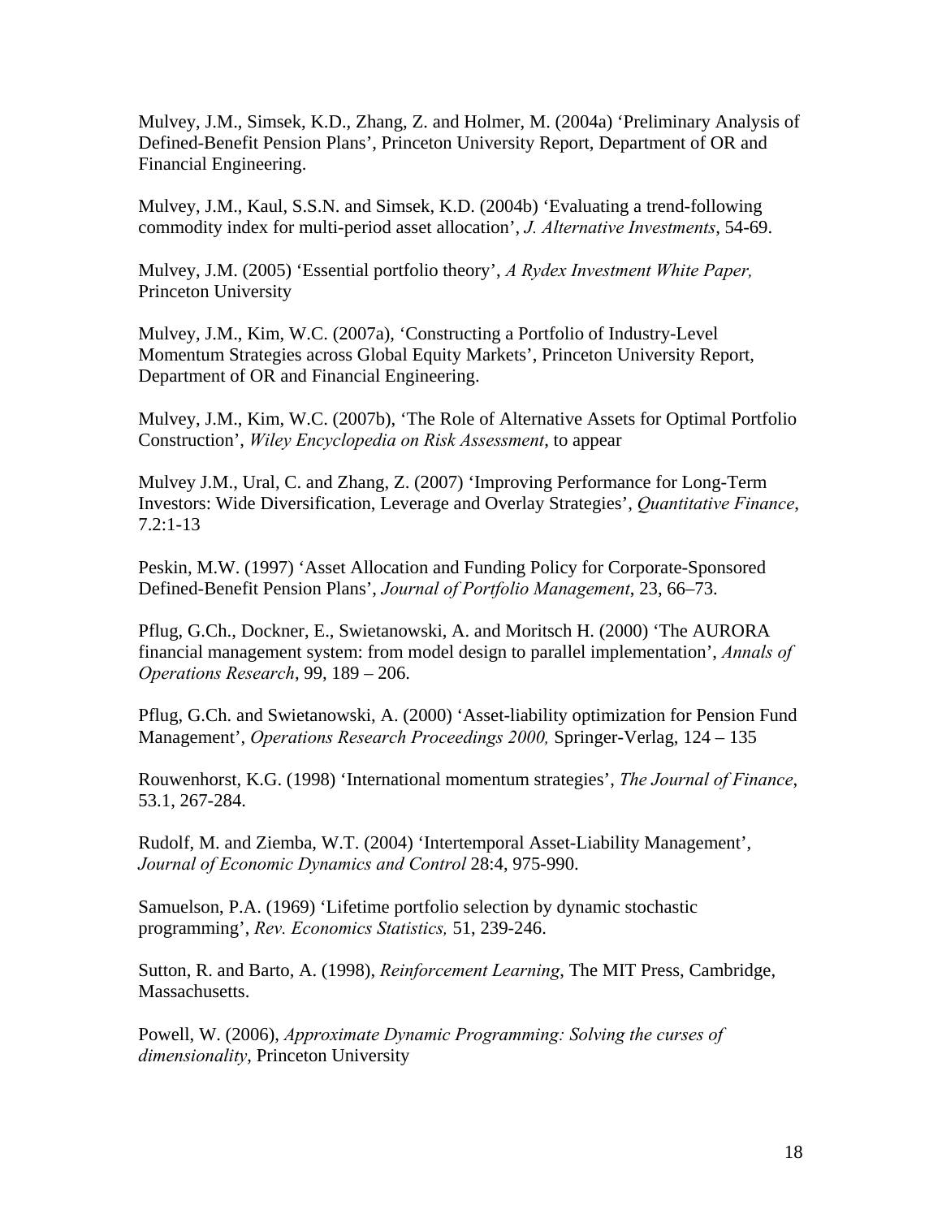Mulvey, J.M., Simsek, K.D., Zhang, Z. and Holmer, M. (2004a) 'Preliminary Analysis of Defined-Benefit Pension Plans', Princeton University Report, Department of OR and Financial Engineering.

Mulvey, J.M., Kaul, S.S.N. and Simsek, K.D. (2004b) 'Evaluating a trend-following commodity index for multi-period asset allocation', *J. Alternative Investments*, 54-69.

Mulvey, J.M. (2005) 'Essential portfolio theory', *A Rydex Investment White Paper,* Princeton University

Mulvey, J.M., Kim, W.C. (2007a), 'Constructing a Portfolio of Industry-Level Momentum Strategies across Global Equity Markets', Princeton University Report, Department of OR and Financial Engineering.

Mulvey, J.M., Kim, W.C. (2007b), 'The Role of Alternative Assets for Optimal Portfolio Construction', *Wiley Encyclopedia on Risk Assessment*, to appear

Mulvey J.M., Ural, C. and Zhang, Z. (2007) 'Improving Performance for Long-Term Investors: Wide Diversification, Leverage and Overlay Strategies', *Quantitative Finance*, 7.2:1-13

Peskin, M.W. (1997) 'Asset Allocation and Funding Policy for Corporate-Sponsored Defined-Benefit Pension Plans', *Journal of Portfolio Management*, 23, 66–73.

Pflug, G.Ch., Dockner, E., Swietanowski, A. and Moritsch H. (2000) 'The AURORA financial management system: from model design to parallel implementation', *Annals of Operations Research*, 99, 189 – 206.

Pflug, G.Ch. and Swietanowski, A. (2000) 'Asset-liability optimization for Pension Fund Management', *Operations Research Proceedings 2000,* Springer-Verlag, 124 – 135

Rouwenhorst, K.G. (1998) 'International momentum strategies', *The Journal of Finance*, 53.1, 267-284.

Rudolf, M. and Ziemba, W.T. (2004) 'Intertemporal Asset-Liability Management', *Journal of Economic Dynamics and Control* 28:4, 975-990.

Samuelson, P.A. (1969) 'Lifetime portfolio selection by dynamic stochastic programming', *Rev. Economics Statistics,* 51, 239-246.

Sutton, R. and Barto, A. (1998), *Reinforcement Learning*, The MIT Press, Cambridge, Massachusetts.

Powell, W. (2006), *Approximate Dynamic Programming: Solving the curses of dimensionality*, Princeton University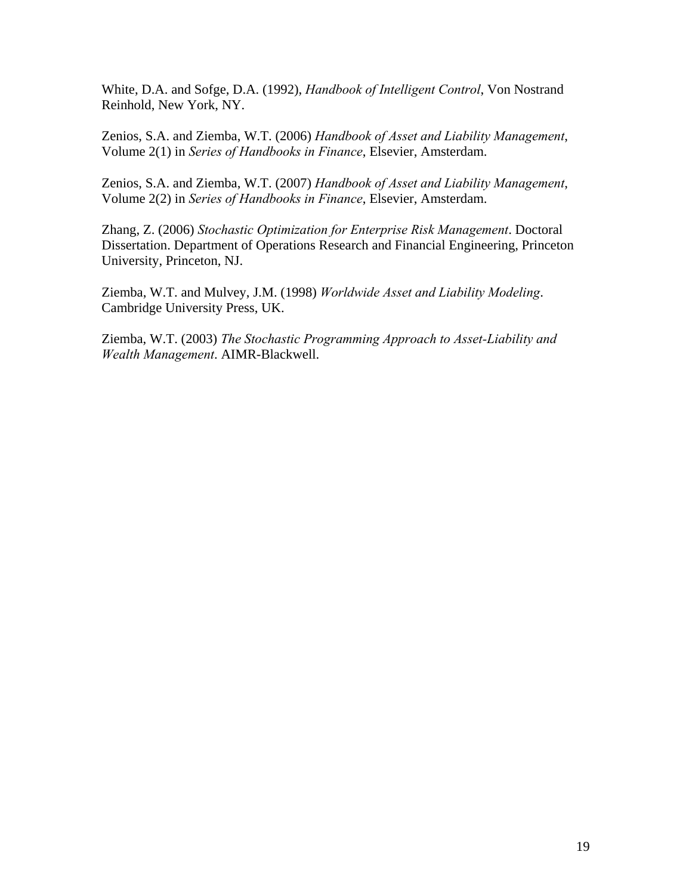White, D.A. and Sofge, D.A. (1992), *Handbook of Intelligent Control*, Von Nostrand Reinhold, New York, NY.

Zenios, S.A. and Ziemba, W.T. (2006) *Handbook of Asset and Liability Management*, Volume 2(1) in *Series of Handbooks in Finance*, Elsevier, Amsterdam.

Zenios, S.A. and Ziemba, W.T. (2007) *Handbook of Asset and Liability Management*, Volume 2(2) in *Series of Handbooks in Finance*, Elsevier, Amsterdam.

Zhang, Z. (2006) *Stochastic Optimization for Enterprise Risk Management*. Doctoral Dissertation. Department of Operations Research and Financial Engineering, Princeton University, Princeton, NJ.

Ziemba, W.T. and Mulvey, J.M. (1998) *Worldwide Asset and Liability Modeling*. Cambridge University Press, UK.

Ziemba, W.T. (2003) *The Stochastic Programming Approach to Asset-Liability and Wealth Management*. AIMR-Blackwell.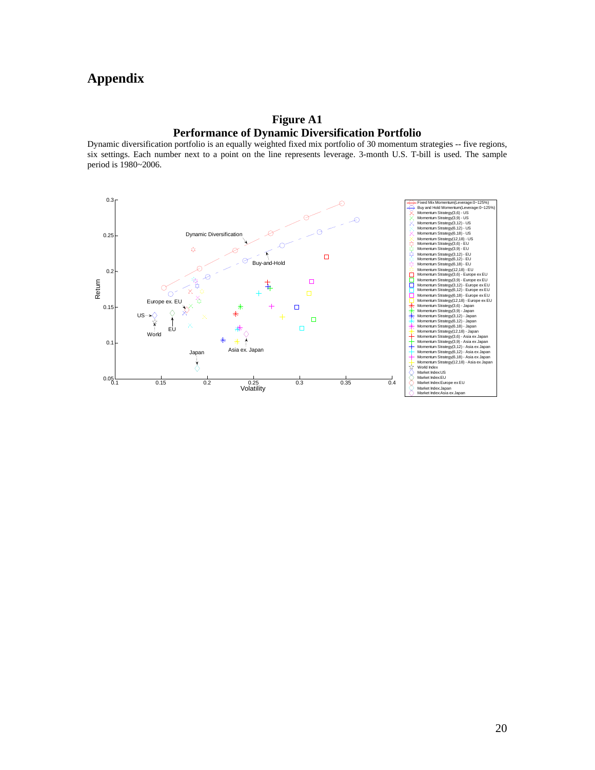# Appendix

**Figure A1**
**Performance of Dynamic Diversification Portfolio**

Dynamic diversification portfolio is an equally weighted fixed mix portfolio of 30 momentum strategies -- five regions, six settings. Each number next to a point on the line represents leverage. 3-month U.S. T-bill is used. The sample period is 1980~2006.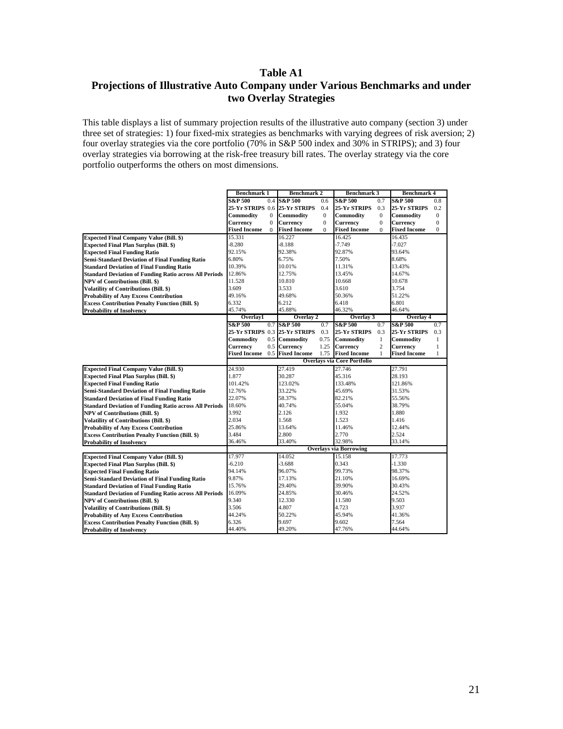## Table A1
## Projections of Illustrative Auto Company under Various Benchmarks and under two Overlay Strategies

This table displays a list of summary projection results of the illustrative auto company (section 3) under three set of strategies: 1) four fixed-mix strategies as benchmarks with varying degrees of risk aversion; 2) four overlay strategies via the core portfolio (70% in S&P 500 index and 30% in STRIPS); and 3) four overlay strategies via borrowing at the risk-free treasury bill rates. The overlay strategy via the core portfolio outperforms the others on most dimensions.

| | Benchmark 1 | | Benchmark 2 | | Benchmark 3 | | Benchmark 4 | |
|---|---|---|---|---|---|---|---|---|
| | S&P 500 | 0.4 | S&P 500 | 0.6 | S&P 500 | 0.7 | S&P 500 | 0.8 |
| | 25-Yr STRIPS | 0.6 | 25-Yr STRIPS | 0.4 | 25-Yr STRIPS | 0.3 | 25-Yr STRIPS | 0.2 |
| | Commodity | 0 | Commodity | 0 | Commodity | 0 | Commodity | 0 |
| | Currency | 0 | Currency | 0 | Currency | 0 | Currency | 0 |
| | Fixed Income | 0 | Fixed Income | 0 | Fixed Income | 0 | Fixed Income | 0 |
| **Expected Final Company Value (Bill. $)** | 15.331 | | 16.227 | | 16.425 | | 16.435 | |
| **Expected Final Plan Surplus (Bill. $)** | -8.280 | | -8.188 | | -7.749 | | -7.027 | |
| **Expected Final Funding Ratio** | 92.15% | | 92.38% | | 92.87% | | 93.64% | |
| **Semi-Standard Deviation of Final Funding Ratio** | 6.80% | | 6.75% | | 7.50% | | 8.68% | |
| **Standard Deviation of Final Funding Ratio** | 10.39% | | 10.01% | | 11.31% | | 13.43% | |
| **Standard Deviation of Funding Ratio across All Periods** | 12.86% | | 12.75% | | 13.45% | | 14.67% | |
| **NPV of Contributions (Bill. $)** | 11.528 | | 10.810 | | 10.668 | | 10.678 | |
| **Volatility of Contributions (Bill. $)** | 3.609 | | 3.533 | | 3.610 | | 3.754 | |
| **Probability of Any Excess Contribution** | 49.16% | | 49.68% | | 50.36% | | 51.22% | |
| **Excess Contribution Penalty Function (Bill. $)** | 6.332 | | 6.212 | | 6.418 | | 6.801 | |
| **Probability of Insolvency** | 45.74% | | 45.88% | | 46.32% | | 46.64% | |
| | **Overlay1** | | **Overlay 2** | | **Overlay 3** | | **Overlay 4** | |
| | S&P 500 | 0.7 | S&P 500 | 0.7 | S&P 500 | 0.7 | S&P 500 | 0.7 |
| | 25-Yr STRIPS | 0.3 | 25-Yr STRIPS | 0.3 | 25-Yr STRIPS | 0.3 | 25-Yr STRIPS | 0.3 |
| | Commodity | 0.5 | Commodity | 0.75 | Commodity | 1 | Commodity | 1 |
| | Currency | 0.5 | Currency | 1.25 | Currency | 2 | Currency | 1 |
| | Fixed Income | 0.5 | Fixed Income | 1.75 | Fixed Income | 1 | Fixed Income | 1 |
| | **Overlays via Core Portfolio** | | | | | | | |
| **Expected Final Company Value (Bill. $)** | 24.930 | | 27.419 | | 27.746 | | 27.791 | |
| **Expected Final Plan Surplus (Bill. $)** | 1.877 | | 30.287 | | 45.316 | | 28.193 | |
| **Expected Final Funding Ratio** | 101.42% | | 123.02% | | 133.48% | | 121.86% | |
| **Semi-Standard Deviation of Final Funding Ratio** | 12.76% | | 33.22% | | 45.69% | | 31.53% | |
| **Standard Deviation of Final Funding Ratio** | 22.07% | | 58.37% | | 82.21% | | 55.56% | |
| **Standard Deviation of Funding Ratio across All Periods** | 18.60% | | 40.74% | | 55.04% | | 38.79% | |
| **NPV of Contributions (Bill. $)** | 3.992 | | 2.126 | | 1.932 | | 1.880 | |
| **Volatility of Contributions (Bill. $)** | 2.034 | | 1.568 | | 1.523 | | 1.416 | |
| **Probability of Any Excess Contribution** | 25.86% | | 13.64% | | 11.46% | | 12.44% | |
| **Excess Contribution Penalty Function (Bill. $)** | 3.484 | | 2.800 | | 2.770 | | 2.524 | |
| **Probability of Insolvency** | 36.46% | | 33.40% | | 32.98% | | 33.14% | |
| | **Overlays via Borrowing** | | | | | | | |
| **Expected Final Company Value (Bill. $)** | 17.977 | | 14.052 | | 15.158 | | 17.773 | |
| **Expected Final Plan Surplus (Bill. $)** | -6.210 | | -3.688 | | 0.343 | | -1.330 | |
| **Expected Final Funding Ratio** | 94.14% | | 96.07% | | 99.73% | | 98.37% | |
| **Semi-Standard Deviation of Final Funding Ratio** | 9.87% | | 17.13% | | 21.10% | | 16.69% | |
| **Standard Deviation of Final Funding Ratio** | 15.76% | | 29.40% | | 39.90% | | 30.43% | |
| **Standard Deviation of Funding Ratio across All Periods** | 16.09% | | 24.85% | | 30.46% | | 24.52% | |
| **NPV of Contributions (Bill. $)** | 9.340 | | 12.330 | | 11.580 | | 9.503 | |
| **Volatility of Contributions (Bill. $)** | 3.506 | | 4.807 | | 4.723 | | 3.937 | |
| **Probability of Any Excess Contribution** | 44.24% | | 50.22% | | 45.94% | | 41.36% | |
| **Excess Contribution Penalty Function (Bill. $)** | 6.326 | | 9.697 | | 9.602 | | 7.564 | |
| **Probability of Insolvency** | 44.40% | | 49.20% | | 47.76% | | 44.64% | |